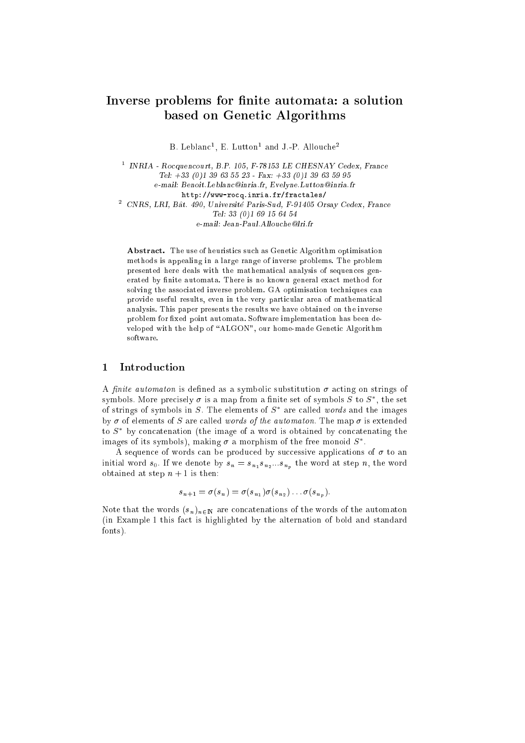# Inverse problems for finite automata: a solution based on Genetic Algorithms

B. Leblanc[1], E. Lutton[1] and J.-P. Allouche[2]

[1] *INRIA - Rocquencourt, B.P. 105, F-78153 LE CHESNAY Cedex, France*
*Tel: +33 (0)1 39 63 55 23 - Fax: +33 (0)1 39 63 59 95*
*e-mail: Benoit.Leblanc@inria.fr, Evelyne.Lutton@inria.fr*
http://www-rocq.inria.fr/fractales/

[2] *CNRS, LRI, Bât. 490, Université Paris-Sud, F-91405 Orsay Cedex, France*
*Tel: 33 (0)1 69 15 64 54*
*e-mail: Jean-Paul.Allouche@lri.fr*

**Abstract.** The use of heuristics such as Genetic Algorithm optimisation methods is appealing in a large range of inverse problems. The problem presented here deals with the mathematical analysis of sequences generated by finite automata. There is no known general exact method for solving the associated inverse problem. GA optimisation techniques can provide useful results, even in the very particular area of mathematical analysis. This paper presents the results we have obtained on the inverse problem for fixed point automata. Software implementation has been developed with the help of "ALGON", our home-made Genetic Algorithm software.

## 1 Introduction

A *finite automaton* is defined as a symbolic substitution $\sigma$ acting on strings of symbols. More precisely $\sigma$ is a map from a finite set of symbols $S$ to $S^*$, the set of strings of symbols in $S$. The elements of $S^*$ are called *words* and the images by $\sigma$ of elements of $S$ are called *words of the automaton*. The map $\sigma$ is extended to $S^*$ by concatenation (the image of a word is obtained by concatenating the images of its symbols), making $\sigma$ a morphism of the free monoid $S^*$.

A sequence of words can be produced by successive applications of $\sigma$ to an initial word $s_0$. If we denote by $s_n = s_{n_1}s_{n_2}...s_{n_p}$ the word at step $n$, the word obtained at step $n+1$ is then:

$$s_{n+1} = \sigma(s_n) = \sigma(s_{n_1})\sigma(s_{n_2})\ldots\sigma(s_{n_p}).$$

Note that the words $(s_n)_{n\in\mathbb{N}}$ are concatenations of the words of the automaton (in Example 1 this fact is highlighted by the alternation of bold and standard fonts).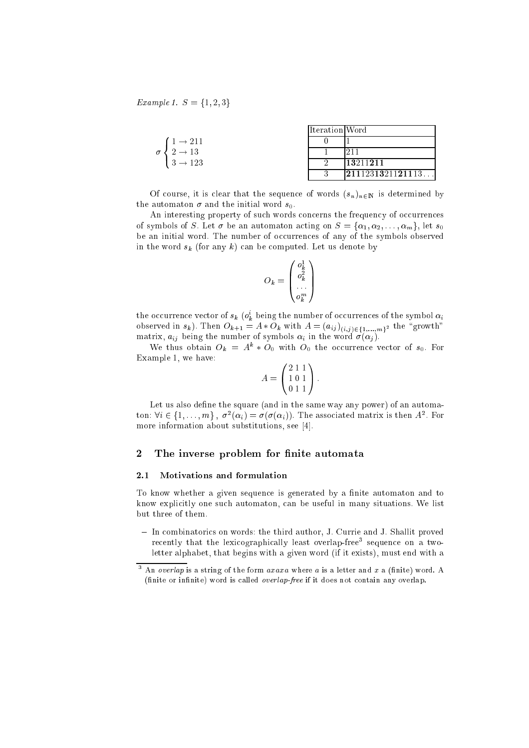*Example 1.* $S = \{1, 2, 3\}$

$$\sigma \begin{cases} 1 \to 211 \\ 2 \to 13 \\ 3 \to 123 \end{cases}$$

| Iteration | Word |
|---|---|
| 0 | 1 |
| 1 | 211 |
| 2 | **13**211**211** |
| 3 | **211**123**13**211**211**13... |

Of course, it is clear that the sequence of words $(s_n)_{n \in \mathbb{N}}$ is determined by the automaton $\sigma$ and the initial word $s_0$.

An interesting property of such words concerns the frequency of occurrences of symbols of $S$. Let $\sigma$ be an automaton acting on $S = \{\alpha_1, \alpha_2, \ldots, \alpha_m\}$, let $s_0$ be an initial word. The number of occurrences of any of the symbols observed in the word $s_k$ (for any $k$) can be computed. Let us denote by

$$O_k = \begin{pmatrix} o_k^1 \\ o_k^2 \\ \ldots \\ o_k^m \end{pmatrix}$$

the occurrence vector of $s_k$ ($o_k^i$ being the number of occurrences of the symbol $\alpha_i$ observed in $s_k$). Then $O_{k+1} = A * O_k$ with $A = (a_{ij})_{(i,j) \in \{1,\ldots,m\}^2}$ the "growth" matrix, $a_{ij}$ being the number of symbols $\alpha_i$ in the word $\sigma(\alpha_j)$.

We thus obtain $O_k = A^k * O_0$ with $O_0$ the occurrence vector of $s_0$. For Example 1, we have:

$$A = \begin{pmatrix} 2\,1\,1 \\ 1\,0\,1 \\ 0\,1\,1 \end{pmatrix}.$$

Let us also define the square (and in the same way any power) of an automaton: $\forall i \in \{1, \ldots, m\}$, $\sigma^2(\alpha_i) = \sigma(\sigma(\alpha_i))$. The associated matrix is then $A^2$. For more information about substitutions, see [4].

## 2 The inverse problem for finite automata

### 2.1 Motivations and formulation

To know whether a given sequence is generated by a finite automaton and to know explicitly one such automaton, can be useful in many situations. We list but three of them.

- In combinatorics on words: the third author, J. Currie and J. Shallit proved recently that the lexicographically least overlap-free[3] sequence on a two-letter alphabet, that begins with a given word (if it exists), must end with a

[3] An *overlap* is a string of the form $axaxa$ where $a$ is a letter and $x$ a (finite) word. A (finite or infinite) word is called *overlap-free* if it does not contain any overlap.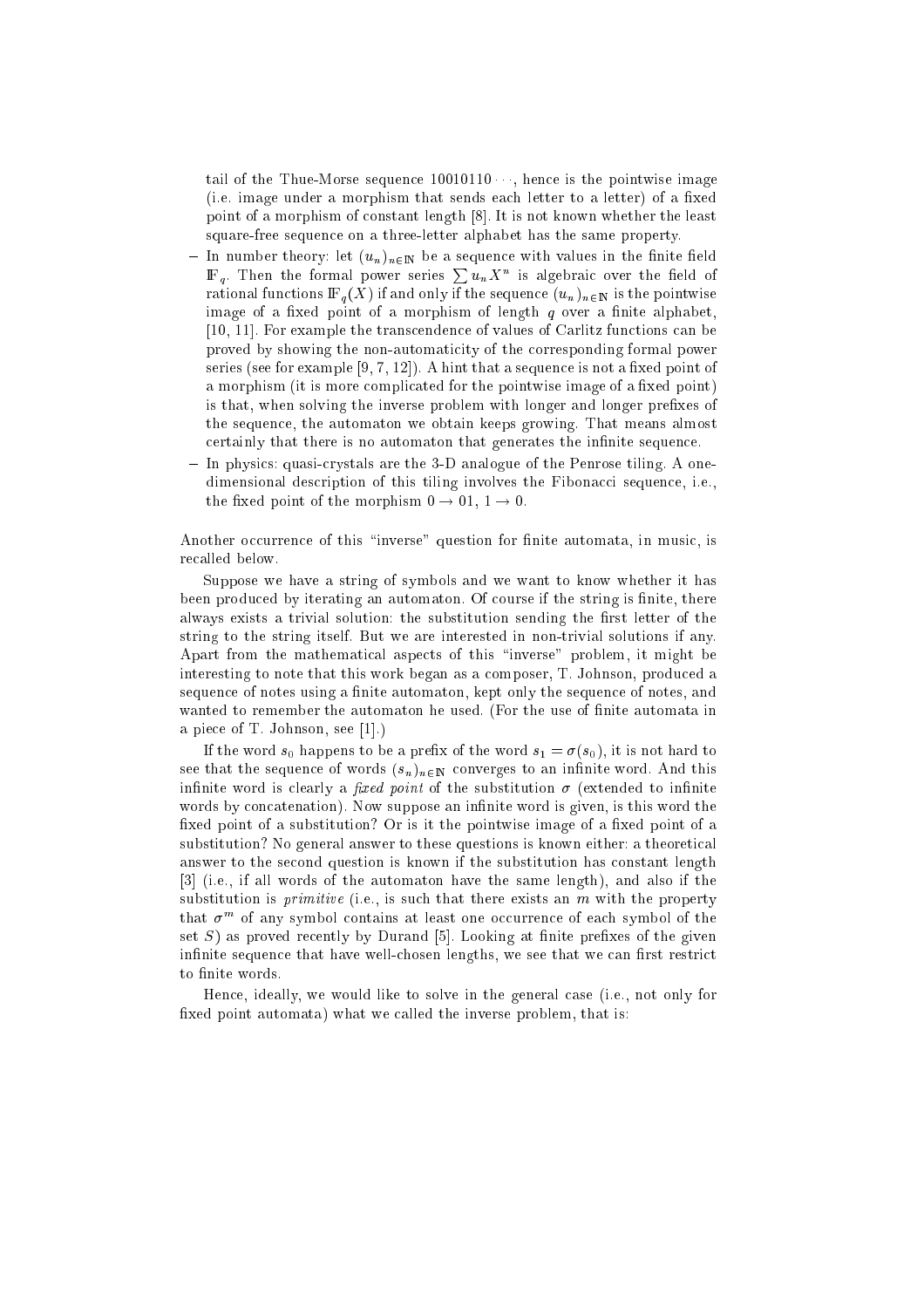tail of the Thue-Morse sequence $10010110\cdots$, hence is the pointwise image (i.e. image under a morphism that sends each letter to a letter) of a fixed point of a morphism of constant length [8]. It is not known whether the least square-free sequence on a three-letter alphabet has the same property.

- In number theory: let $(u_n)_{n\in\mathbb{N}}$ be a sequence with values in the finite field $\mathbb{F}_q$. Then the formal power series $\sum u_n X^n$ is algebraic over the field of rational functions $\mathbb{F}_q(X)$ if and only if the sequence $(u_n)_{n\in\mathbb{N}}$ is the pointwise image of a fixed point of a morphism of length $q$ over a finite alphabet, [10, 11]. For example the transcendence of values of Carlitz functions can be proved by showing the non-automaticity of the corresponding formal power series (see for example [9, 7, 12]). A hint that a sequence is not a fixed point of a morphism (it is more complicated for the pointwise image of a fixed point) is that, when solving the inverse problem with longer and longer prefixes of the sequence, the automaton we obtain keeps growing. That means almost certainly that there is no automaton that generates the infinite sequence.
- In physics: quasi-crystals are the 3-D analogue of the Penrose tiling. A one-dimensional description of this tiling involves the Fibonacci sequence, i.e., the fixed point of the morphism $0 \to 01$, $1 \to 0$.

Another occurrence of this "inverse" question for finite automata, in music, is recalled below.

Suppose we have a string of symbols and we want to know whether it has been produced by iterating an automaton. Of course if the string is finite, there always exists a trivial solution: the substitution sending the first letter of the string to the string itself. But we are interested in non-trivial solutions if any. Apart from the mathematical aspects of this "inverse" problem, it might be interesting to note that this work began as a composer, T. Johnson, produced a sequence of notes using a finite automaton, kept only the sequence of notes, and wanted to remember the automaton he used. (For the use of finite automata in a piece of T. Johnson, see [1].)

If the word $s_0$ happens to be a prefix of the word $s_1 = \sigma(s_0)$, it is not hard to see that the sequence of words $(s_n)_{n\in\mathbb{N}}$ converges to an infinite word. And this infinite word is clearly a *fixed point* of the substitution $\sigma$ (extended to infinite words by concatenation). Now suppose an infinite word is given, is this word the fixed point of a substitution? Or is it the pointwise image of a fixed point of a substitution? No general answer to these questions is known either: a theoretical answer to the second question is known if the substitution has constant length [3] (i.e., if all words of the automaton have the same length), and also if the substitution is *primitive* (i.e., is such that there exists an $m$ with the property that $\sigma^m$ of any symbol contains at least one occurrence of each symbol of the set $S$) as proved recently by Durand [5]. Looking at finite prefixes of the given infinite sequence that have well-chosen lengths, we see that we can first restrict to finite words.

Hence, ideally, we would like to solve in the general case (i.e., not only for fixed point automata) what we called the inverse problem, that is: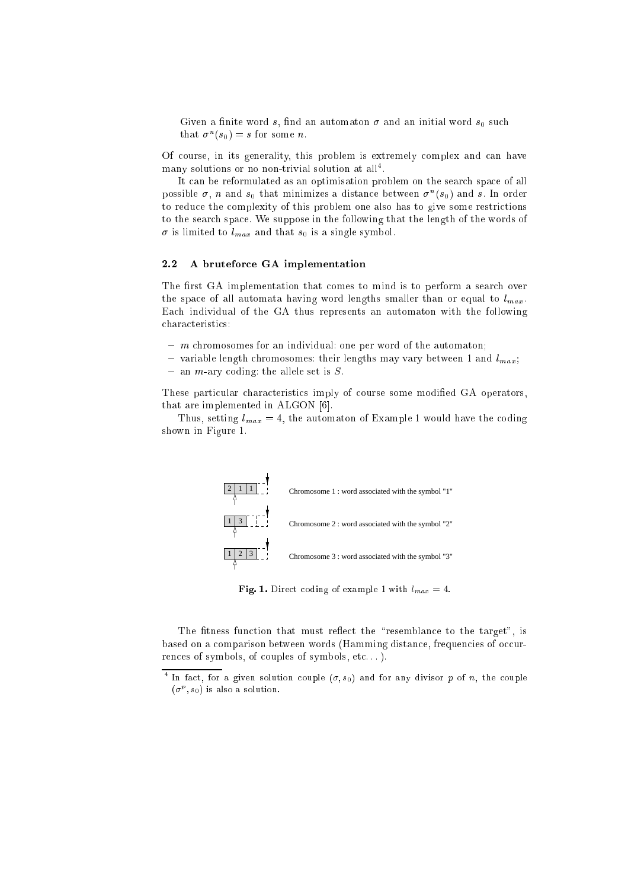Given a finite word $s$, find an automaton $\sigma$ and an initial word $s_0$ such that $\sigma^n(s_0) = s$ for some $n$.

Of course, in its generality, this problem is extremely complex and can have many solutions or no non-trivial solution at all[4].

It can be reformulated as an optimisation problem on the search space of all possible $\sigma$, $n$ and $s_0$ that minimizes a distance between $\sigma^n(s_0)$ and $s$. In order to reduce the complexity of this problem one also has to give some restrictions to the search space. We suppose in the following that the length of the words of $\sigma$ is limited to $l_{max}$ and that $s_0$ is a single symbol.

### 2.2 A bruteforce GA implementation

The first GA implementation that comes to mind is to perform a search over the space of all automata having word lengths smaller than or equal to $l_{max}$. Each individual of the GA thus represents an automaton with the following characteristics:

- $m$ chromosomes for an individual: one per word of the automaton;
- variable length chromosomes: their lengths may vary between 1 and $l_{max}$;
- an $m$-ary coding: the allele set is $S$.

These particular characteristics imply of course some modified GA operators, that are implemented in ALGON [6].

Thus, setting $l_{max} = 4$, the automaton of Example 1 would have the coding shown in Figure 1.

| 2 | 1 | 1 | Chromosome 1 : word associated with the symbol "1" |
|---|---|---|---|
| 1 | 3 | | Chromosome 2 : word associated with the symbol "2" |
| 1 | 2 | 3 | Chromosome 3 : word associated with the symbol "3" |

**Fig. 1.** Direct coding of example 1 with $l_{max} = 4$.

The fitness function that must reflect the "resemblance to the target", is based on a comparison between words (Hamming distance, frequencies of occurrences of symbols, of couples of symbols, etc...).

[4] In fact, for a given solution couple $(\sigma, s_0)$ and for any divisor $p$ of $n$, the couple $(\sigma^p, s_0)$ is also a solution.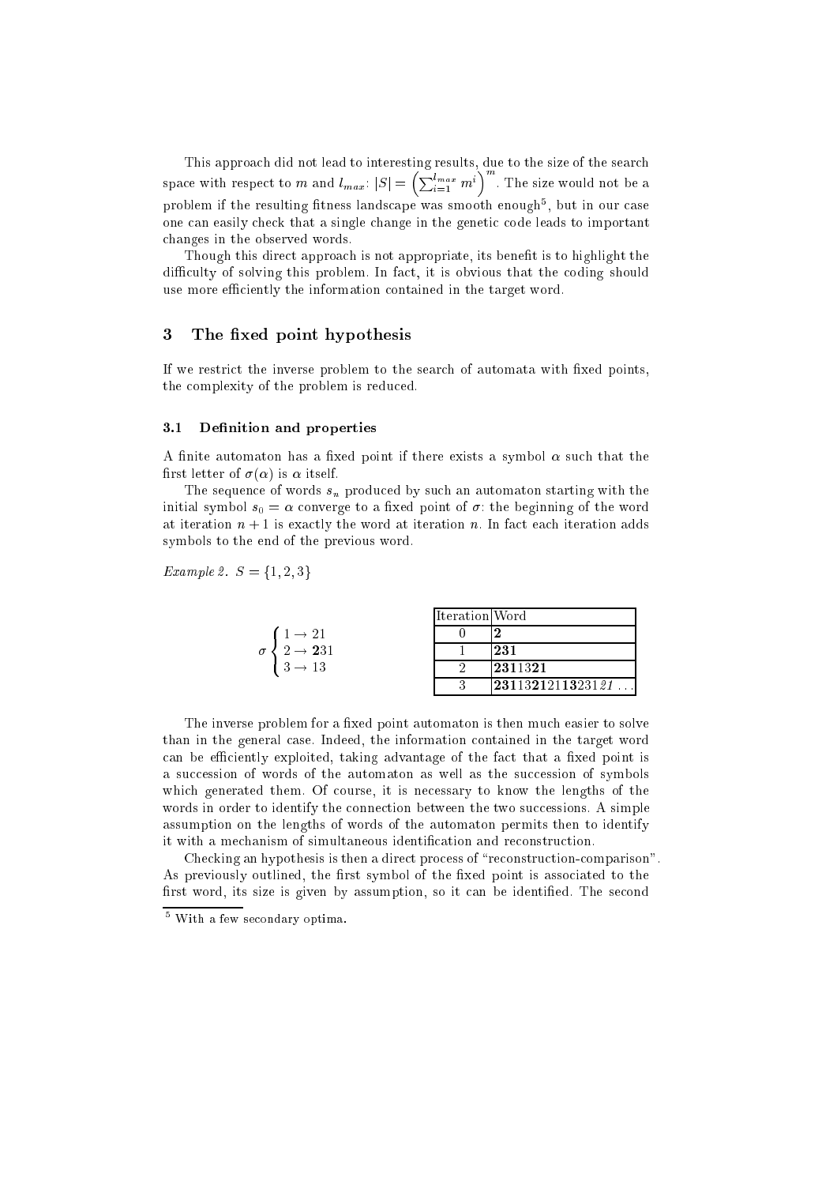This approach did not lead to interesting results, due to the size of the search space with respect to $m$ and $l_{max}$: $|S| = \left(\sum_{i=1}^{l_{max}} m^i\right)^m$. The size would not be a problem if the resulting fitness landscape was smooth enough[5], but in our case one can easily check that a single change in the genetic code leads to important changes in the observed words.

Though this direct approach is not appropriate, its benefit is to highlight the difficulty of solving this problem. In fact, it is obvious that the coding should use more efficiently the information contained in the target word.

## 3 The fixed point hypothesis

If we restrict the inverse problem to the search of automata with fixed points, the complexity of the problem is reduced.

### 3.1 Definition and properties

A finite automaton has a fixed point if there exists a symbol $\alpha$ such that the first letter of $\sigma(\alpha)$ is $\alpha$ itself.

The sequence of words $s_n$ produced by such an automaton starting with the initial symbol $s_0 = \alpha$ converge to a fixed point of $\sigma$: the beginning of the word at iteration $n+1$ is exactly the word at iteration $n$. In fact each iteration adds symbols to the end of the previous word.

*Example 2.* $S = \{1, 2, 3\}$

$$\sigma \begin{cases} 1 \rightarrow 21 \\ 2 \rightarrow \mathbf{2}31 \\ 3 \rightarrow 13 \end{cases}$$

| Iteration | Word |
|---|---|
| 0 | **2** |
| 1 | **231** |
| 2 | **23**11**3**21 |
| 3 | **231**13**2**12**113**231*21* ... |

The inverse problem for a fixed point automaton is then much easier to solve than in the general case. Indeed, the information contained in the target word can be efficiently exploited, taking advantage of the fact that a fixed point is a succession of words of the automaton as well as the succession of symbols which generated them. Of course, it is necessary to know the lengths of the words in order to identify the connection between the two successions. A simple assumption on the lengths of words of the automaton permits then to identify it with a mechanism of simultaneous identification and reconstruction.

Checking an hypothesis is then a direct process of "reconstruction-comparison". As previously outlined, the first symbol of the fixed point is associated to the first word, its size is given by assumption, so it can be identified. The second

[5] With a few secondary optima.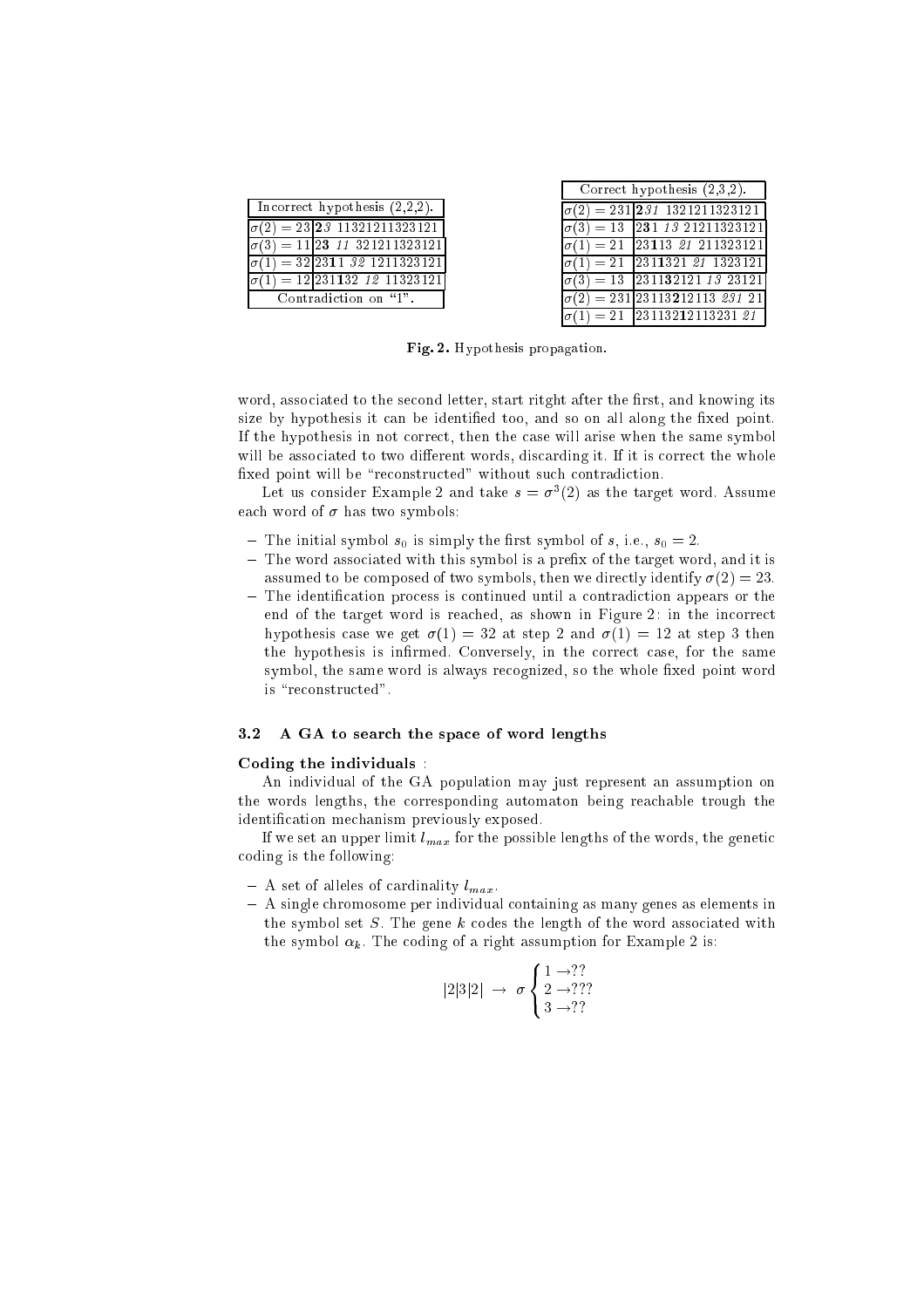| Incorrect hypothesis (2,2,2). | |
|---|---|
| $\sigma(2) = 23$ | **23** 11321211323121 |
| $\sigma(3) = 11$ | 2**3** *11* 321211323121 |
| $\sigma(1) = 32$ | 231**1** *32* 1211323121 |
| $\sigma(1) = 12$ | 2311**32** *12* 11323121 |
| Contradiction on "1". | |

| Correct hypothesis (2,3,2). | |
|---|---|
| $\sigma(2) = 231$ | **2**31 1321211323121 |
| $\sigma(3) = 13$ | 2**3**1 *13* 21211323121 |
| $\sigma(1) = 21$ | 23**1**13 *21* 211323121 |
| $\sigma(1) = 21$ | 231**1**321 *21* 1323121 |
| $\sigma(3) = 13$ | 2311**3**2121 *13* 23121 |
| $\sigma(2) = 231$ | 231132**1**2113 *231* 21 |
| $\sigma(1) = 21$ | 2311321**2**113231 *21* |

**Fig. 2.** Hypothesis propagation.

word, associated to the second letter, start ritght after the first, and knowing its size by hypothesis it can be identified too, and so on all along the fixed point. If the hypothesis in not correct, then the case will arise when the same symbol will be associated to two different words, discarding it. If it is correct the whole fixed point will be "reconstructed" without such contradiction.

Let us consider Example 2 and take $s = \sigma^3(2)$ as the target word. Assume each word of $\sigma$ has two symbols:

- The initial symbol $s_0$ is simply the first symbol of $s$, i.e., $s_0 = 2$.
- The word associated with this symbol is a prefix of the target word, and it is assumed to be composed of two symbols, then we directly identify $\sigma(2) = 23$.
- The identification process is continued until a contradiction appears or the end of the target word is reached, as shown in Figure 2: in the incorrect hypothesis case we get $\sigma(1) = 32$ at step 2 and $\sigma(1) = 12$ at step 3 then the hypothesis is infirmed. Conversely, in the correct case, for the same symbol, the same word is always recognized, so the whole fixed point word is "reconstructed".

### 3.2 A GA to search the space of word lengths

**Coding the individuals** :

An individual of the GA population may just represent an assumption on the words lengths, the corresponding automaton being reachable trough the identification mechanism previously exposed.

If we set an upper limit $l_{max}$ for the possible lengths of the words, the genetic coding is the following:

- A set of alleles of cardinality $l_{max}$.
- A single chromosome per individual containing as many genes as elements in the symbol set $S$. The gene $k$ codes the length of the word associated with the symbol $\alpha_k$. The coding of a right assumption for Example 2 is:

$$|2|3|2| \;\rightarrow\; \sigma \begin{cases} 1 \rightarrow ?? \\ 2 \rightarrow ??? \\ 3 \rightarrow ?? \end{cases}$$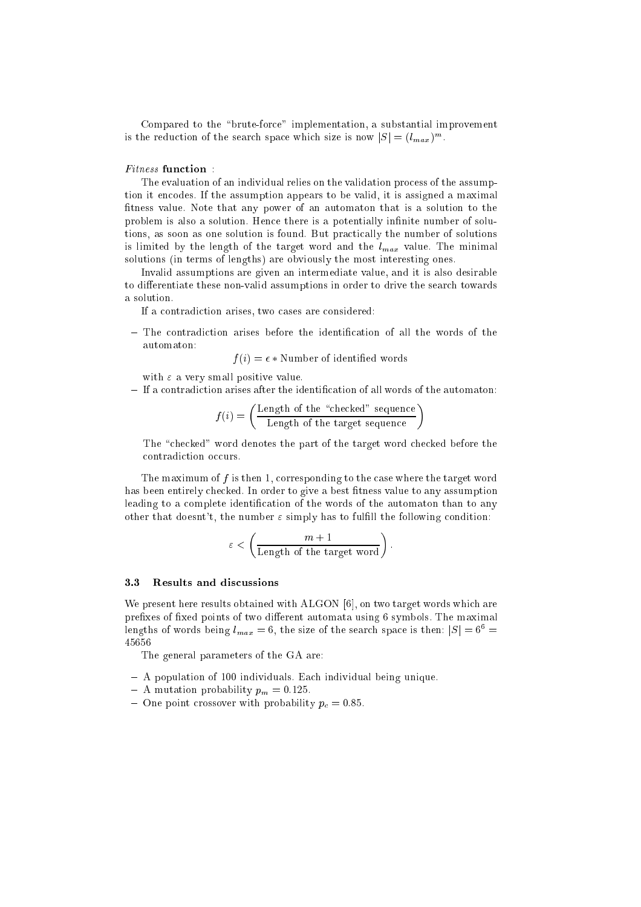Compared to the "brute-force" implementation, a substantial improvement is the reduction of the search space which size is now $|S| = (l_{max})^m$.

*Fitness* **function** :

The evaluation of an individual relies on the validation process of the assumption it encodes. If the assumption appears to be valid, it is assigned a maximal fitness value. Note that any power of an automaton that is a solution to the problem is also a solution. Hence there is a potentially infinite number of solutions, as soon as one solution is found. But practically the number of solutions is limited by the length of the target word and the $l_{max}$ value. The minimal solutions (in terms of lengths) are obviously the most interesting ones.

Invalid assumptions are given an intermediate value, and it is also desirable to differentiate these non-valid assumptions in order to drive the search towards a solution.

If a contradiction arises, two cases are considered:

- The contradiction arises before the identification of all the words of the automaton:

$$f(i) = \epsilon * \text{Number of identified words}$$

with $\varepsilon$ a very small positive value.

- If a contradiction arises after the identification of all words of the automaton:

$$f(i) = \left( \frac{\text{Length of the "checked" sequence}}{\text{Length of the target sequence}} \right)$$

The "checked" word denotes the part of the target word checked before the contradiction occurs.

The maximum of $f$ is then 1, corresponding to the case where the target word has been entirely checked. In order to give a best fitness value to any assumption leading to a complete identification of the words of the automaton than to any other that doesnt't, the number $\varepsilon$ simply has to fulfill the following condition:

$$\varepsilon < \left( \frac{m+1}{\text{Length of the target word}} \right).$$

### 3.3 Results and discussions

We present here results obtained with ALGON [6], on two target words which are prefixes of fixed points of two different automata using 6 symbols. The maximal lengths of words being $l_{max} = 6$, the size of the search space is then: $|S| = 6^6 = 45656$

The general parameters of the GA are:

- A population of 100 individuals. Each individual being unique.
- A mutation probability $p_m = 0.125$.
- One point crossover with probability $p_c = 0.85$.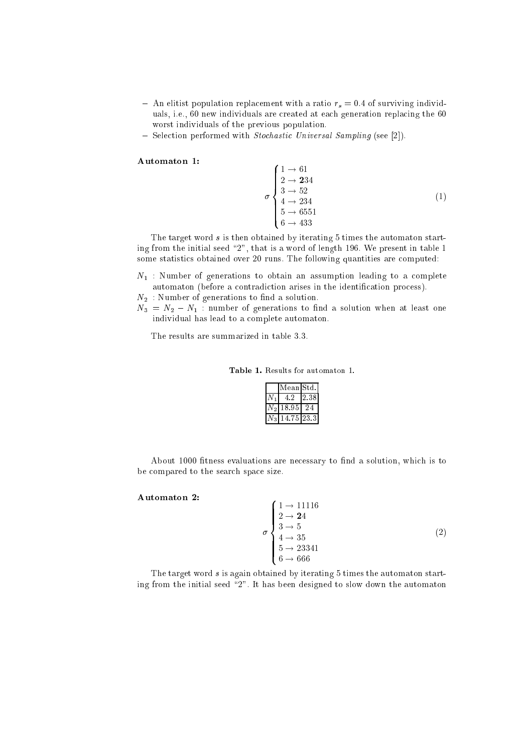- An elitist population replacement with a ratio $r_s = 0.4$ of surviving individuals, i.e., 60 new individuals are created at each generation replacing the 60 worst individuals of the previous population.
- Selection performed with *Stochastic Universal Sampling* (see [2]).

**Automaton 1:**

$$\sigma \begin{cases} 1 \to 61 \\ 2 \to \mathbf{2}34 \\ 3 \to 52 \\ 4 \to 234 \\ 5 \to 6551 \\ 6 \to 433 \end{cases} \tag{1}$$

The target word $s$ is then obtained by iterating 5 times the automaton starting from the initial seed "2", that is a word of length 196. We present in table 1 some statistics obtained over 20 runs. The following quantities are computed:

$N_1$ : Number of generations to obtain an assumption leading to a complete automaton (before a contradiction arises in the identification process).

$N_2$ : Number of generations to find a solution.

$N_3 = N_2 - N_1$ : number of generations to find a solution when at least one individual has lead to a complete automaton.

The results are summarized in table 3.3.

**Table 1.** Results for automaton 1.

| | Mean | Std. |
|---|---|---|
| $N_1$ | 4.2 | 2.38 |
| $N_2$ | 18.95 | 24 |
| $N_3$ | 14.75 | 23.3 |

About 1000 fitness evaluations are necessary to find a solution, which is to be compared to the search space size.

**Automaton 2:**

$$\sigma \begin{cases} 1 \to 11116 \\ 2 \to \mathbf{2}4 \\ 3 \to 5 \\ 4 \to 35 \\ 5 \to 23341 \\ 6 \to 666 \end{cases} \tag{2}$$

The target word $s$ is again obtained by iterating 5 times the automaton starting from the initial seed "2". It has been designed to slow down the automaton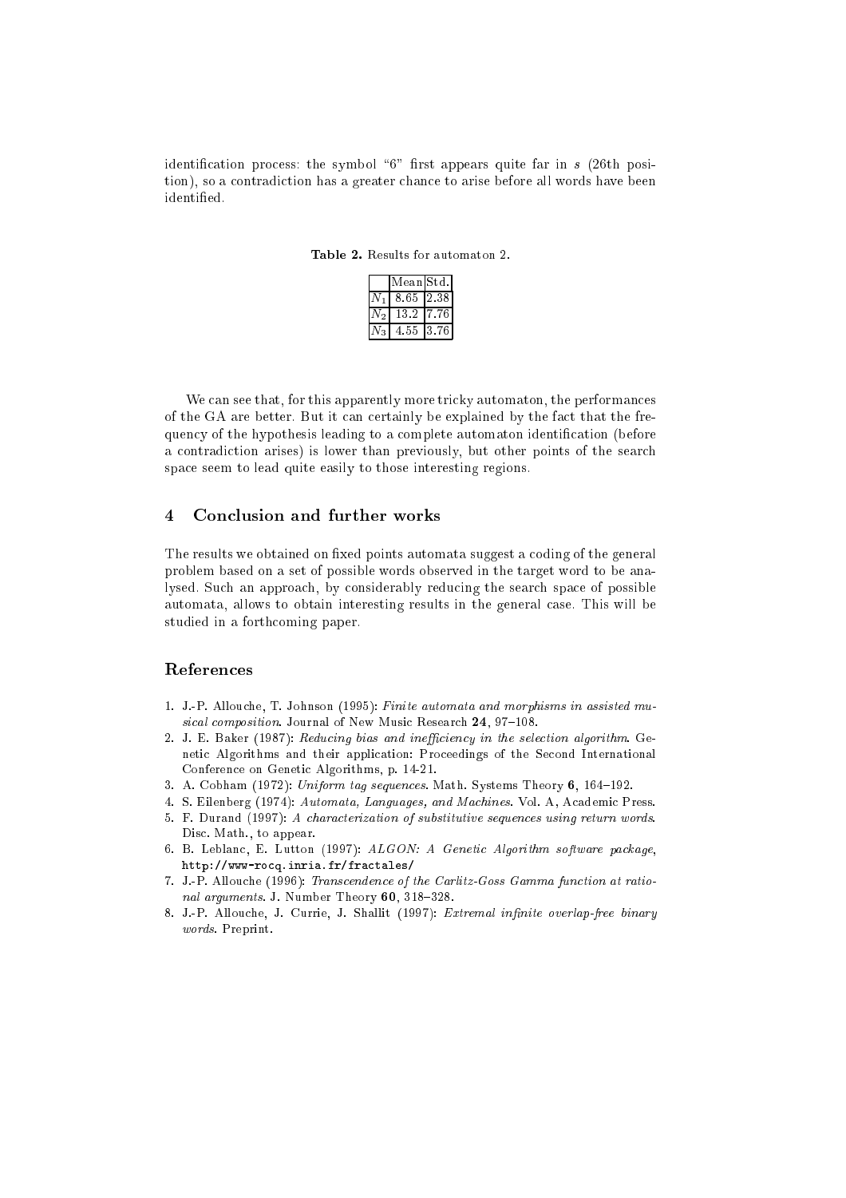identification process: the symbol "6" first appears quite far in $s$ (26th position), so a contradiction has a greater chance to arise before all words have been identified.

**Table 2.** Results for automaton 2.

| | Mean | Std. |
|---|---|---|
| $N_1$ | 8.65 | 2.38 |
| $N_2$ | 13.2 | 7.76 |
| $N_3$ | 4.55 | 3.76 |

We can see that, for this apparently more tricky automaton, the performances of the GA are better. But it can certainly be explained by the fact that the frequency of the hypothesis leading to a complete automaton identification (before a contradiction arises) is lower than previously, but other points of the search space seem to lead quite easily to those interesting regions.

## 4 Conclusion and further works

The results we obtained on fixed points automata suggest a coding of the general problem based on a set of possible words observed in the target word to be analysed. Such an approach, by considerably reducing the search space of possible automata, allows to obtain interesting results in the general case. This will be studied in a forthcoming paper.

## References

1. J.-P. Allouche, T. Johnson (1995): *Finite automata and morphisms in assisted musical composition*. Journal of New Music Research **24**, 97–108.
2. J. E. Baker (1987): *Reducing bias and inefficiency in the selection algorithm*. Genetic Algorithms and their application: Proceedings of the Second International Conference on Genetic Algorithms, p. 14-21.
3. A. Cobham (1972): *Uniform tag sequences*. Math. Systems Theory **6**, 164–192.
4. S. Eilenberg (1974): *Automata, Languages, and Machines*. Vol. A, Academic Press.
5. F. Durand (1997): *A characterization of substitutive sequences using return words*. Disc. Math., to appear.
6. B. Leblanc, E. Lutton (1997): *ALGON: A Genetic Algorithm software package*, http://www-rocq.inria.fr/fractales/
7. J.-P. Allouche (1996): *Transcendence of the Carlitz-Goss Gamma function at rational arguments*. J. Number Theory **60**, 318–328.
8. J.-P. Allouche, J. Currie, J. Shallit (1997): *Extremal infinite overlap-free binary words*. Preprint.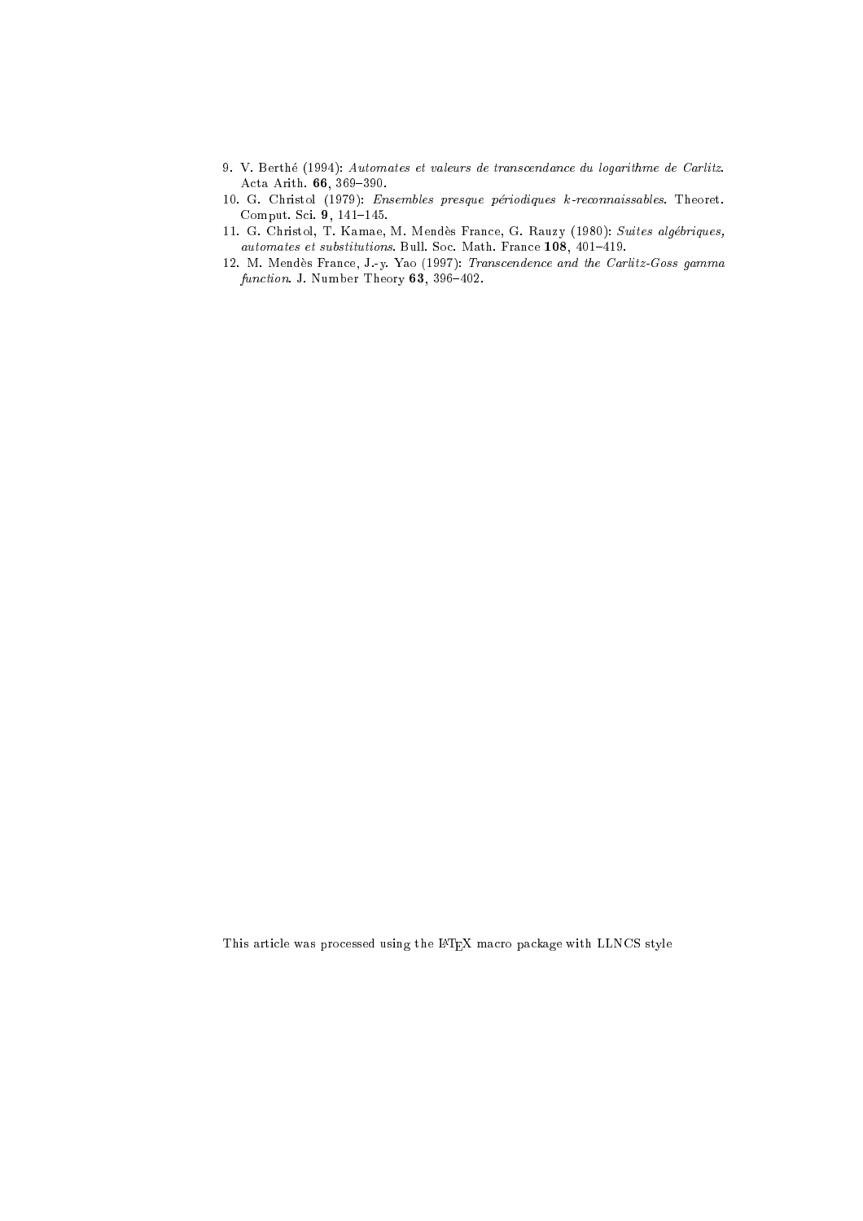9. V. Berthé (1994): *Automates et valeurs de transcendance du logarithme de Carlitz*. Acta Arith. **66**, 369–390.
10. G. Christol (1979): *Ensembles presque périodiques k-reconnaissables*. Theoret. Comput. Sci. **9**, 141–145.
11. G. Christol, T. Kamae, M. Mendès France, G. Rauzy (1980): *Suites algébriques, automates et substitutions*. Bull. Soc. Math. France **108**, 401–419.
12. M. Mendès France, J.-y. Yao (1997): *Transcendence and the Carlitz-Goss gamma function*. J. Number Theory **63**, 396–402.

This article was processed using the LaTeX macro package with LLNCS style